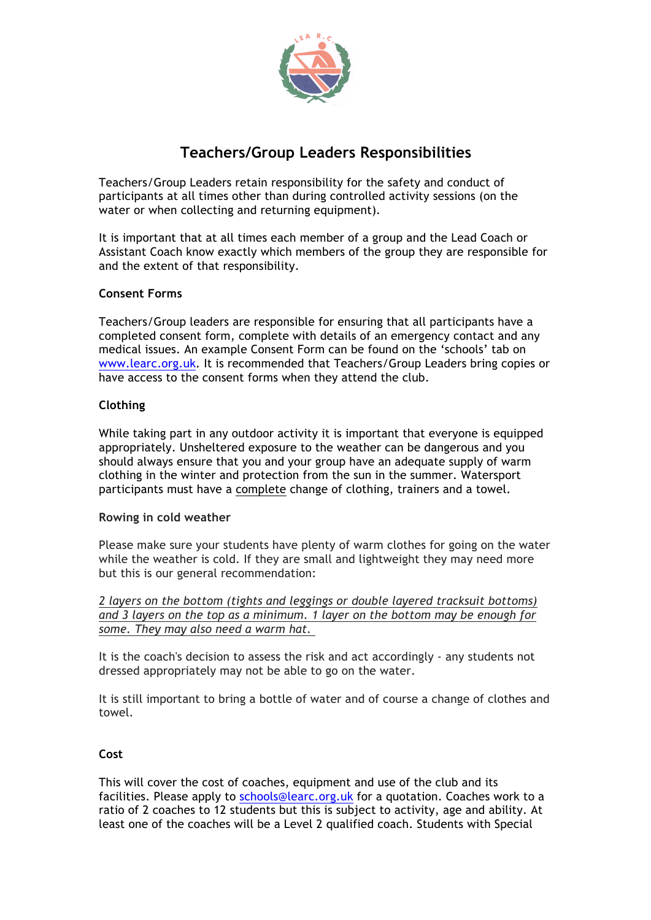# Teachers/Group Leaders Responsibilities

Teachers/Group Leaders retain responsibility for the safety and conduct of participants at all times other than during controlled activity sessions (on the water or when collecting and returning equipment).

It is important that at all times each member of a group and the Lead Coach or Assistant Coach know exactly which members of the group they are responsible for and the extent of that responsibility.

### Consent Forms

Teachers/Group leaders are responsible for ensuring that all participants have a completed consent form, complete with details of an emergency contact and any medical issues. An example Consent Form can be found on the 'schools' tab on www.learc.org.uk. It is recommended that Teachers/Group Leaders bring copies or have access to the consent forms when they attend the club.

### Clothing

While taking part in any outdoor activity it is important that everyone is equipped appropriately. Unsheltered exposure to the weather can be dangerous and you should always ensure that you and your group have an adequate supply of warm clothing in the winter and protection from the sun in the summer. Watersport participants must have a complete change of clothing, trainers and a towel.

### Rowing in cold weather

Please make sure your students have plenty of warm clothes for going on the water while the weather is cold. If they are small and lightweight they may need more but this is our general recommendation:

*2 layers on the bottom (tights and leggings or double layered tracksuit bottoms) and 3 layers on the top as a minimum. 1 layer on the bottom may be enough for some. They may also need a warm hat.*

It is the coach's decision to assess the risk and act accordingly - any students not dressed appropriately may not be able to go on the water.

It is still important to bring a bottle of water and of course a change of clothes and towel.

### Cost

This will cover the cost of coaches, equipment and use of the club and its facilities. Please apply to schools@learc.org.uk for a quotation. Coaches work to a ratio of 2 coaches to 12 students but this is subject to activity, age and ability. At least one of the coaches will be a Level 2 qualified coach. Students with Special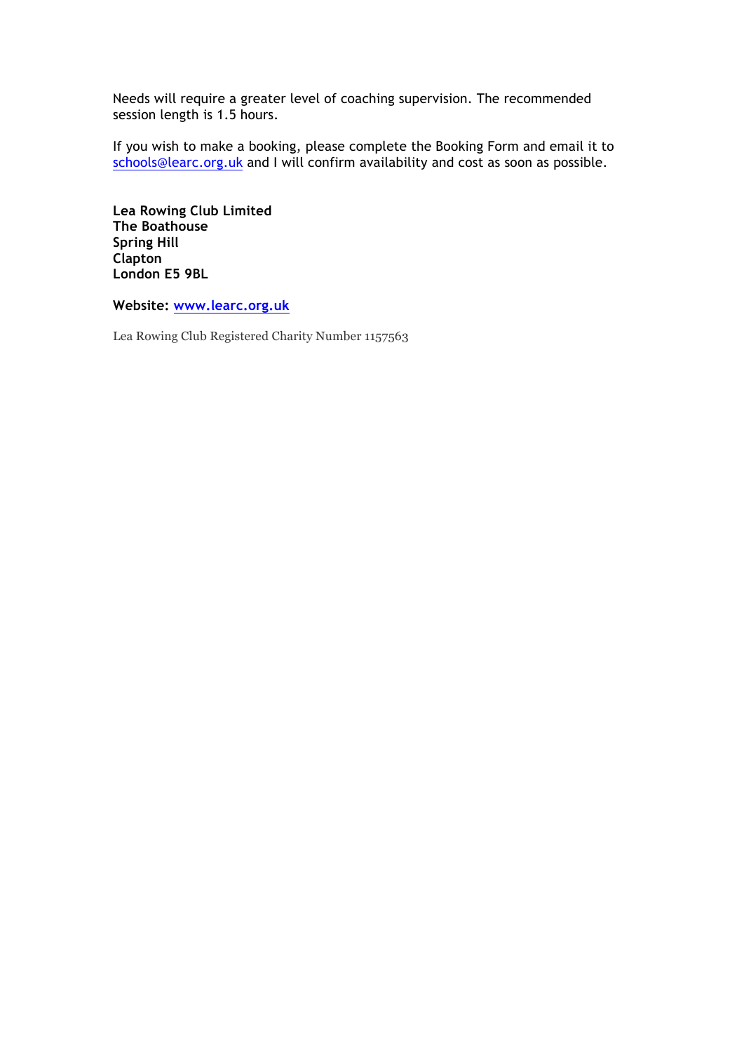Needs will require a greater level of coaching supervision. The recommended session length is 1.5 hours.

If you wish to make a booking, please complete the Booking Form and email it to schools@learc.org.uk and I will confirm availability and cost as soon as possible.

**Lea Rowing Club Limited**
**The Boathouse**
**Spring Hill**
**Clapton**
**London E5 9BL**

**Website: www.learc.org.uk**

Lea Rowing Club Registered Charity Number 1157563